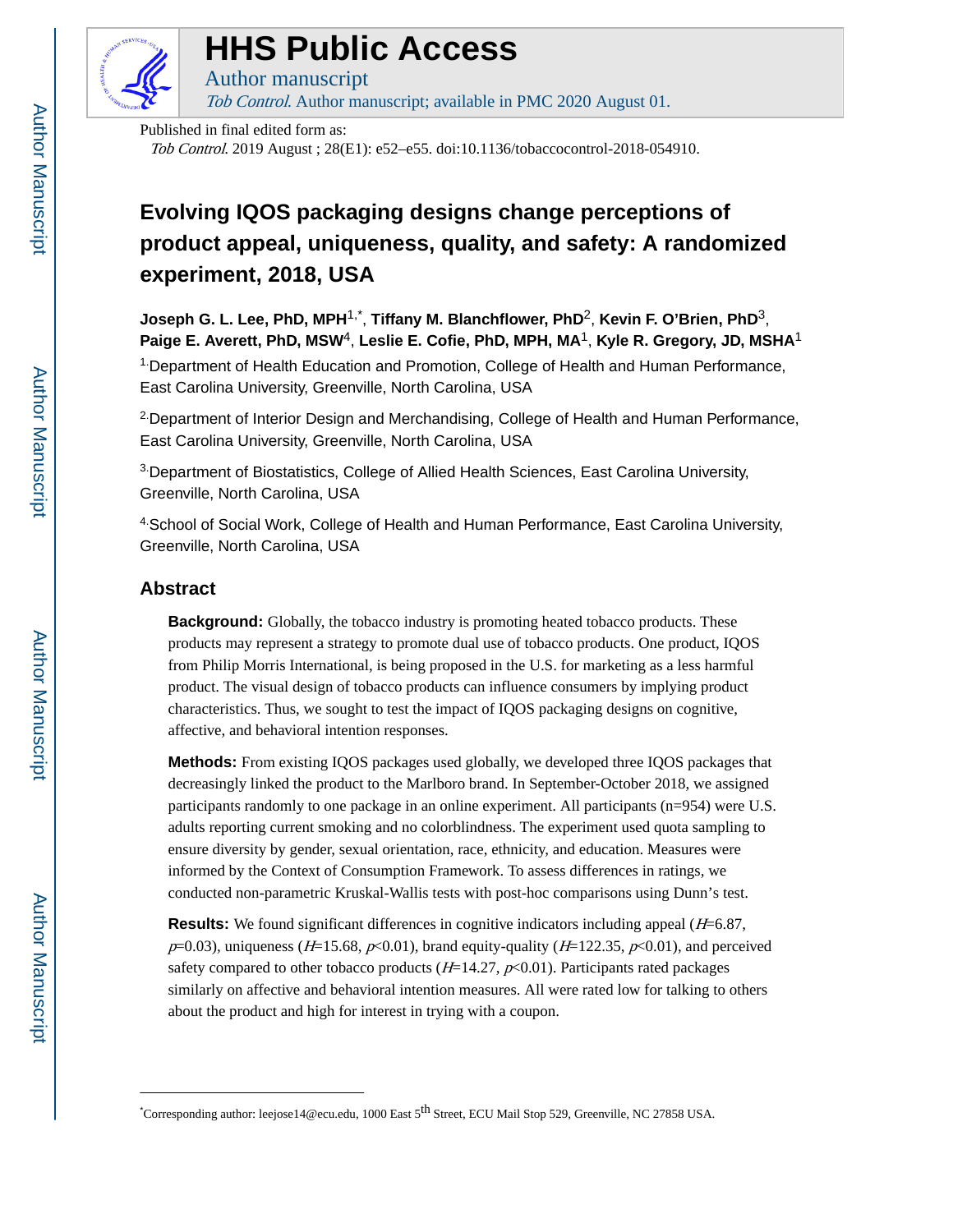# HHS Public Access

Author manuscript

*Tob Control*. Author manuscript; available in PMC 2020 August 01.

Published in final edited form as:

*Tob Control*. 2019 August ; 28(E1): e52–e55. doi:10.1136/tobaccocontrol-2018-054910.

# Evolving IQOS packaging designs change perceptions of product appeal, uniqueness, quality, and safety: A randomized experiment, 2018, USA

**Joseph G. L. Lee, PhD, MPH**[1,*], **Tiffany M. Blanchflower, PhD**[2], **Kevin F. O'Brien, PhD**[3], **Paige E. Averett, PhD, MSW**[4], **Leslie E. Cofie, PhD, MPH, MA**[1], **Kyle R. Gregory, JD, MSHA**[1]

[1]Department of Health Education and Promotion, College of Health and Human Performance, East Carolina University, Greenville, North Carolina, USA

[2]Department of Interior Design and Merchandising, College of Health and Human Performance, East Carolina University, Greenville, North Carolina, USA

[3]Department of Biostatistics, College of Allied Health Sciences, East Carolina University, Greenville, North Carolina, USA

[4]School of Social Work, College of Health and Human Performance, East Carolina University, Greenville, North Carolina, USA

## Abstract

**Background:** Globally, the tobacco industry is promoting heated tobacco products. These products may represent a strategy to promote dual use of tobacco products. One product, IQOS from Philip Morris International, is being proposed in the U.S. for marketing as a less harmful product. The visual design of tobacco products can influence consumers by implying product characteristics. Thus, we sought to test the impact of IQOS packaging designs on cognitive, affective, and behavioral intention responses.

**Methods:** From existing IQOS packages used globally, we developed three IQOS packages that decreasingly linked the product to the Marlboro brand. In September-October 2018, we assigned participants randomly to one package in an online experiment. All participants (n=954) were U.S. adults reporting current smoking and no colorblindness. The experiment used quota sampling to ensure diversity by gender, sexual orientation, race, ethnicity, and education. Measures were informed by the Context of Consumption Framework. To assess differences in ratings, we conducted non-parametric Kruskal-Wallis tests with post-hoc comparisons using Dunn's test.

**Results:** We found significant differences in cognitive indicators including appeal ($H$=6.87, $p$=0.03), uniqueness ($H$=15.68, $p$<0.01), brand equity-quality ($H$=122.35, $p$<0.01), and perceived safety compared to other tobacco products ($H$=14.27, $p$<0.01). Participants rated packages similarly on affective and behavioral intention measures. All were rated low for talking to others about the product and high for interest in trying with a coupon.

*Corresponding author: leejose14@ecu.edu, 1000 East 5th Street, ECU Mail Stop 529, Greenville, NC 27858 USA.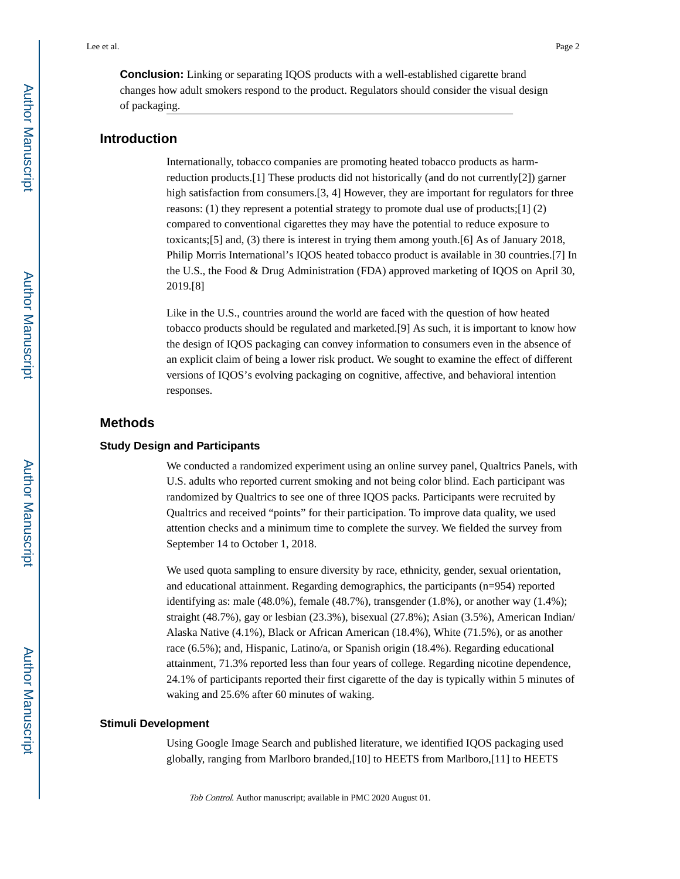**Conclusion:** Linking or separating IQOS products with a well-established cigarette brand changes how adult smokers respond to the product. Regulators should consider the visual design of packaging.

## Introduction

Internationally, tobacco companies are promoting heated tobacco products as harm-reduction products.[1] These products did not historically (and do not currently[2]) garner high satisfaction from consumers.[3, 4] However, they are important for regulators for three reasons: (1) they represent a potential strategy to promote dual use of products;[1] (2) compared to conventional cigarettes they may have the potential to reduce exposure to toxicants;[5] and, (3) there is interest in trying them among youth.[6] As of January 2018, Philip Morris International's IQOS heated tobacco product is available in 30 countries.[7] In the U.S., the Food & Drug Administration (FDA) approved marketing of IQOS on April 30, 2019.[8]

Like in the U.S., countries around the world are faced with the question of how heated tobacco products should be regulated and marketed.[9] As such, it is important to know how the design of IQOS packaging can convey information to consumers even in the absence of an explicit claim of being a lower risk product. We sought to examine the effect of different versions of IQOS's evolving packaging on cognitive, affective, and behavioral intention responses.

## Methods

### Study Design and Participants

We conducted a randomized experiment using an online survey panel, Qualtrics Panels, with U.S. adults who reported current smoking and not being color blind. Each participant was randomized by Qualtrics to see one of three IQOS packs. Participants were recruited by Qualtrics and received "points" for their participation. To improve data quality, we used attention checks and a minimum time to complete the survey. We fielded the survey from September 14 to October 1, 2018.

We used quota sampling to ensure diversity by race, ethnicity, gender, sexual orientation, and educational attainment. Regarding demographics, the participants (n=954) reported identifying as: male (48.0%), female (48.7%), transgender (1.8%), or another way (1.4%); straight (48.7%), gay or lesbian (23.3%), bisexual (27.8%); Asian (3.5%), American Indian/Alaska Native (4.1%), Black or African American (18.4%), White (71.5%), or as another race (6.5%); and, Hispanic, Latino/a, or Spanish origin (18.4%). Regarding educational attainment, 71.3% reported less than four years of college. Regarding nicotine dependence, 24.1% of participants reported their first cigarette of the day is typically within 5 minutes of waking and 25.6% after 60 minutes of waking.

### Stimuli Development

Using Google Image Search and published literature, we identified IQOS packaging used globally, ranging from Marlboro branded,[10] to HEETS from Marlboro,[11] to HEETS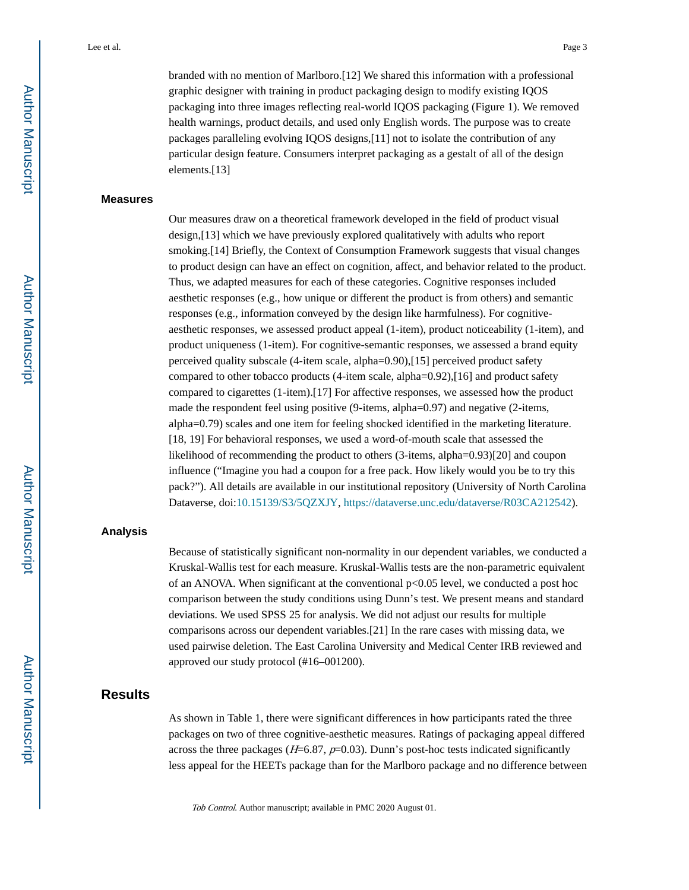branded with no mention of Marlboro.[12] We shared this information with a professional graphic designer with training in product packaging design to modify existing IQOS packaging into three images reflecting real-world IQOS packaging (Figure 1). We removed health warnings, product details, and used only English words. The purpose was to create packages paralleling evolving IQOS designs,[11] not to isolate the contribution of any particular design feature. Consumers interpret packaging as a gestalt of all of the design elements.[13]

### Measures

Our measures draw on a theoretical framework developed in the field of product visual design,[13] which we have previously explored qualitatively with adults who report smoking.[14] Briefly, the Context of Consumption Framework suggests that visual changes to product design can have an effect on cognition, affect, and behavior related to the product. Thus, we adapted measures for each of these categories. Cognitive responses included aesthetic responses (e.g., how unique or different the product is from others) and semantic responses (e.g., information conveyed by the design like harmfulness). For cognitive-aesthetic responses, we assessed product appeal (1-item), product noticeability (1-item), and product uniqueness (1-item). For cognitive-semantic responses, we assessed a brand equity perceived quality subscale (4-item scale, alpha=0.90),[15] perceived product safety compared to other tobacco products (4-item scale, alpha=0.92),[16] and product safety compared to cigarettes (1-item).[17] For affective responses, we assessed how the product made the respondent feel using positive (9-items, alpha=0.97) and negative (2-items, alpha=0.79) scales and one item for feeling shocked identified in the marketing literature.[18, 19] For behavioral responses, we used a word-of-mouth scale that assessed the likelihood of recommending the product to others (3-items, alpha=0.93)[20] and coupon influence ("Imagine you had a coupon for a free pack. How likely would you be to try this pack?"). All details are available in our institutional repository (University of North Carolina Dataverse, doi:10.15139/S3/5QZXJY, https://dataverse.unc.edu/dataverse/R03CA212542).

### Analysis

Because of statistically significant non-normality in our dependent variables, we conducted a Kruskal-Wallis test for each measure. Kruskal-Wallis tests are the non-parametric equivalent of an ANOVA. When significant at the conventional $p<0.05$ level, we conducted a post hoc comparison between the study conditions using Dunn's test. We present means and standard deviations. We used SPSS 25 for analysis. We did not adjust our results for multiple comparisons across our dependent variables.[21] In the rare cases with missing data, we used pairwise deletion. The East Carolina University and Medical Center IRB reviewed and approved our study protocol (#16–001200).

## Results

As shown in Table 1, there were significant differences in how participants rated the three packages on two of three cognitive-aesthetic measures. Ratings of packaging appeal differed across the three packages ($H$=6.87, $p$=0.03). Dunn's post-hoc tests indicated significantly less appeal for the HEETs package than for the Marlboro package and no difference between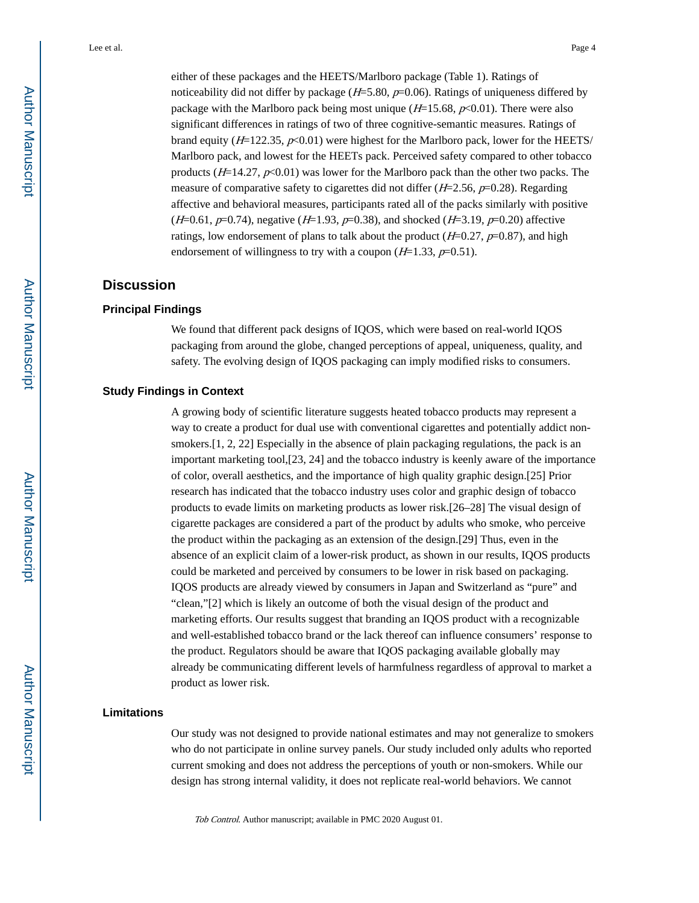either of these packages and the HEETS/Marlboro package (Table 1). Ratings of noticeability did not differ by package ($H$=5.80, $p$=0.06). Ratings of uniqueness differed by package with the Marlboro pack being most unique ($H$=15.68, $p$<0.01). There were also significant differences in ratings of two of three cognitive-semantic measures. Ratings of brand equity ($H$=122.35, $p$<0.01) were highest for the Marlboro pack, lower for the HEETS/Marlboro pack, and lowest for the HEETs pack. Perceived safety compared to other tobacco products ($H$=14.27, $p$<0.01) was lower for the Marlboro pack than the other two packs. The measure of comparative safety to cigarettes did not differ ($H$=2.56, $p$=0.28). Regarding affective and behavioral measures, participants rated all of the packs similarly with positive ($H$=0.61, $p$=0.74), negative ($H$=1.93, $p$=0.38), and shocked ($H$=3.19, $p$=0.20) affective ratings, low endorsement of plans to talk about the product ($H$=0.27, $p$=0.87), and high endorsement of willingness to try with a coupon ($H$=1.33, $p$=0.51).

## Discussion

### Principal Findings

We found that different pack designs of IQOS, which were based on real-world IQOS packaging from around the globe, changed perceptions of appeal, uniqueness, quality, and safety. The evolving design of IQOS packaging can imply modified risks to consumers.

### Study Findings in Context

A growing body of scientific literature suggests heated tobacco products may represent a way to create a product for dual use with conventional cigarettes and potentially addict non-smokers.[1, 2, 22] Especially in the absence of plain packaging regulations, the pack is an important marketing tool,[23, 24] and the tobacco industry is keenly aware of the importance of color, overall aesthetics, and the importance of high quality graphic design.[25] Prior research has indicated that the tobacco industry uses color and graphic design of tobacco products to evade limits on marketing products as lower risk.[26–28] The visual design of cigarette packages are considered a part of the product by adults who smoke, who perceive the product within the packaging as an extension of the design.[29] Thus, even in the absence of an explicit claim of a lower-risk product, as shown in our results, IQOS products could be marketed and perceived by consumers to be lower in risk based on packaging. IQOS products are already viewed by consumers in Japan and Switzerland as "pure" and "clean,"[2] which is likely an outcome of both the visual design of the product and marketing efforts. Our results suggest that branding an IQOS product with a recognizable and well-established tobacco brand or the lack thereof can influence consumers' response to the product. Regulators should be aware that IQOS packaging available globally may already be communicating different levels of harmfulness regardless of approval to market a product as lower risk.

### Limitations

Our study was not designed to provide national estimates and may not generalize to smokers who do not participate in online survey panels. Our study included only adults who reported current smoking and does not address the perceptions of youth or non-smokers. While our design has strong internal validity, it does not replicate real-world behaviors. We cannot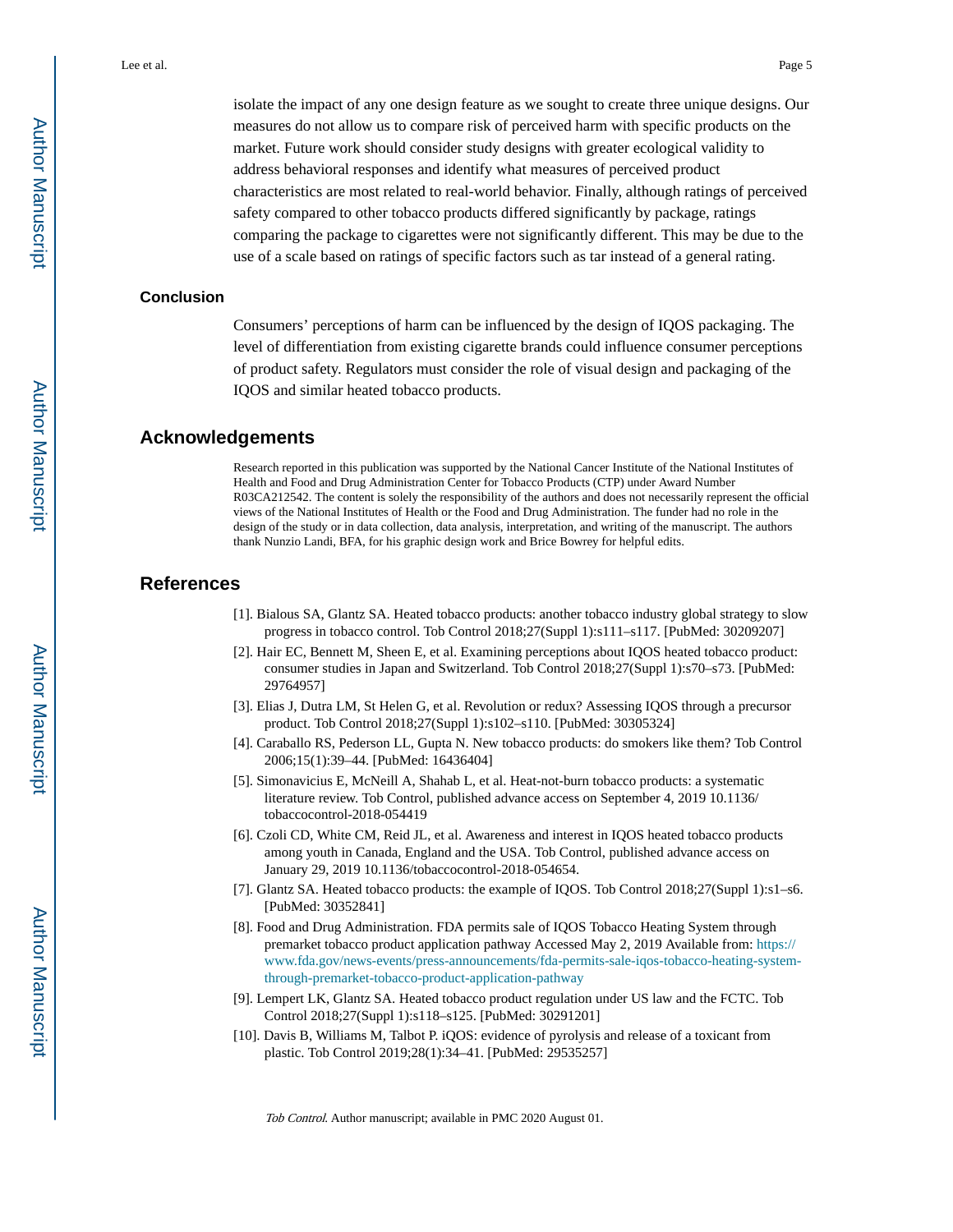isolate the impact of any one design feature as we sought to create three unique designs. Our measures do not allow us to compare risk of perceived harm with specific products on the market. Future work should consider study designs with greater ecological validity to address behavioral responses and identify what measures of perceived product characteristics are most related to real-world behavior. Finally, although ratings of perceived safety compared to other tobacco products differed significantly by package, ratings comparing the package to cigarettes were not significantly different. This may be due to the use of a scale based on ratings of specific factors such as tar instead of a general rating.

### Conclusion

Consumers' perceptions of harm can be influenced by the design of IQOS packaging. The level of differentiation from existing cigarette brands could influence consumer perceptions of product safety. Regulators must consider the role of visual design and packaging of the IQOS and similar heated tobacco products.

## Acknowledgements

Research reported in this publication was supported by the National Cancer Institute of the National Institutes of Health and Food and Drug Administration Center for Tobacco Products (CTP) under Award Number R03CA212542. The content is solely the responsibility of the authors and does not necessarily represent the official views of the National Institutes of Health or the Food and Drug Administration. The funder had no role in the design of the study or in data collection, data analysis, interpretation, and writing of the manuscript. The authors thank Nunzio Landi, BFA, for his graphic design work and Brice Bowrey for helpful edits.

## References

[1]. Bialous SA, Glantz SA. Heated tobacco products: another tobacco industry global strategy to slow progress in tobacco control. Tob Control 2018;27(Suppl 1):s111–s117. [PubMed: 30209207]

[2]. Hair EC, Bennett M, Sheen E, et al. Examining perceptions about IQOS heated tobacco product: consumer studies in Japan and Switzerland. Tob Control 2018;27(Suppl 1):s70–s73. [PubMed: 29764957]

[3]. Elias J, Dutra LM, St Helen G, et al. Revolution or redux? Assessing IQOS through a precursor product. Tob Control 2018;27(Suppl 1):s102–s110. [PubMed: 30305324]

[4]. Caraballo RS, Pederson LL, Gupta N. New tobacco products: do smokers like them? Tob Control 2006;15(1):39–44. [PubMed: 16436404]

[5]. Simonavicius E, McNeill A, Shahab L, et al. Heat-not-burn tobacco products: a systematic literature review. Tob Control, published advance access on September 4, 2019 10.1136/tobaccocontrol-2018-054419

[6]. Czoli CD, White CM, Reid JL, et al. Awareness and interest in IQOS heated tobacco products among youth in Canada, England and the USA. Tob Control, published advance access on January 29, 2019 10.1136/tobaccocontrol-2018-054654.

[7]. Glantz SA. Heated tobacco products: the example of IQOS. Tob Control 2018;27(Suppl 1):s1–s6. [PubMed: 30352841]

[8]. Food and Drug Administration. FDA permits sale of IQOS Tobacco Heating System through premarket tobacco product application pathway Accessed May 2, 2019 Available from: https://www.fda.gov/news-events/press-announcements/fda-permits-sale-iqos-tobacco-heating-system-through-premarket-tobacco-product-application-pathway

[9]. Lempert LK, Glantz SA. Heated tobacco product regulation under US law and the FCTC. Tob Control 2018;27(Suppl 1):s118–s125. [PubMed: 30291201]

[10]. Davis B, Williams M, Talbot P. iQOS: evidence of pyrolysis and release of a toxicant from plastic. Tob Control 2019;28(1):34–41. [PubMed: 29535257]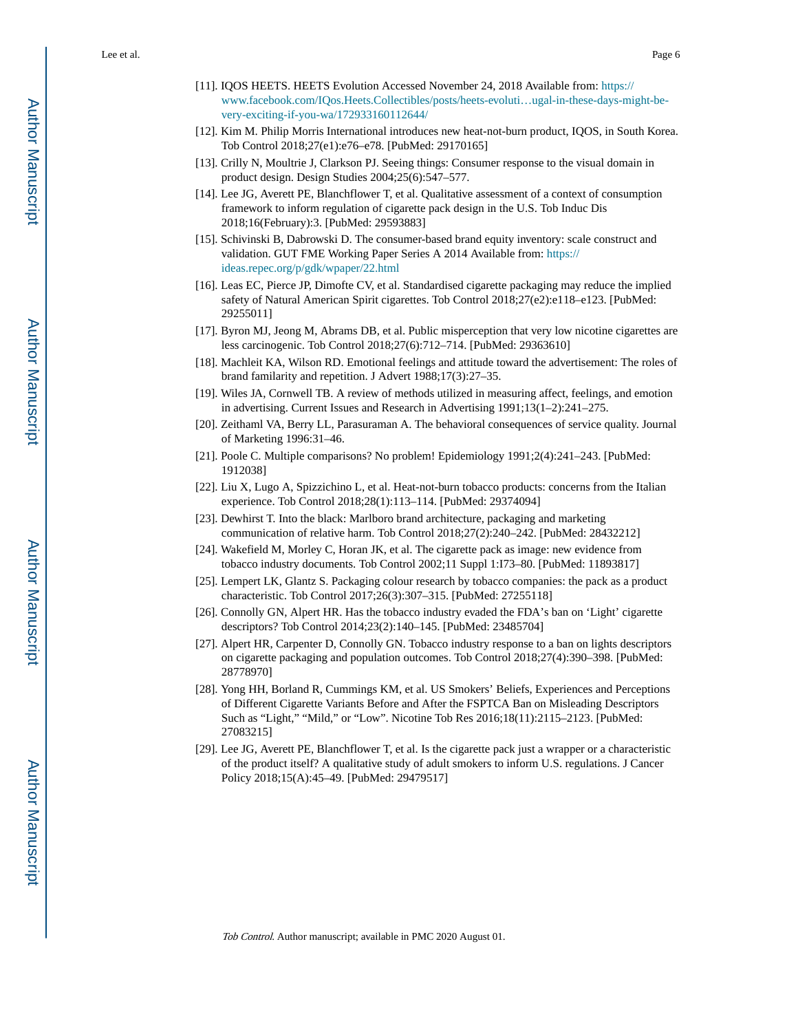[11]. IQOS HEETS. HEETS Evolution Accessed November 24, 2018 Available from: https://www.facebook.com/IQos.Heets.Collectibles/posts/heets-evoluti…ugal-in-these-days-might-be-very-exciting-if-you-wa/172933160112644/

[12]. Kim M. Philip Morris International introduces new heat-not-burn product, IQOS, in South Korea. Tob Control 2018;27(e1):e76–e78. [PubMed: 29170165]

[13]. Crilly N, Moultrie J, Clarkson PJ. Seeing things: Consumer response to the visual domain in product design. Design Studies 2004;25(6):547–577.

[14]. Lee JG, Averett PE, Blanchflower T, et al. Qualitative assessment of a context of consumption framework to inform regulation of cigarette pack design in the U.S. Tob Induc Dis 2018;16(February):3. [PubMed: 29593883]

[15]. Schivinski B, Dabrowski D. The consumer-based brand equity inventory: scale construct and validation. GUT FME Working Paper Series A 2014 Available from: https://ideas.repec.org/p/gdk/wpaper/22.html

[16]. Leas EC, Pierce JP, Dimofte CV, et al. Standardised cigarette packaging may reduce the implied safety of Natural American Spirit cigarettes. Tob Control 2018;27(e2):e118–e123. [PubMed: 29255011]

[17]. Byron MJ, Jeong M, Abrams DB, et al. Public misperception that very low nicotine cigarettes are less carcinogenic. Tob Control 2018;27(6):712–714. [PubMed: 29363610]

[18]. Machleit KA, Wilson RD. Emotional feelings and attitude toward the advertisement: The roles of brand familarity and repetition. J Advert 1988;17(3):27–35.

[19]. Wiles JA, Cornwell TB. A review of methods utilized in measuring affect, feelings, and emotion in advertising. Current Issues and Research in Advertising 1991;13(1–2):241–275.

[20]. Zeithaml VA, Berry LL, Parasuraman A. The behavioral consequences of service quality. Journal of Marketing 1996:31–46.

[21]. Poole C. Multiple comparisons? No problem! Epidemiology 1991;2(4):241–243. [PubMed: 1912038]

[22]. Liu X, Lugo A, Spizzichino L, et al. Heat-not-burn tobacco products: concerns from the Italian experience. Tob Control 2018;28(1):113–114. [PubMed: 29374094]

[23]. Dewhirst T. Into the black: Marlboro brand architecture, packaging and marketing communication of relative harm. Tob Control 2018;27(2):240–242. [PubMed: 28432212]

[24]. Wakefield M, Morley C, Horan JK, et al. The cigarette pack as image: new evidence from tobacco industry documents. Tob Control 2002;11 Suppl 1:I73–80. [PubMed: 11893817]

[25]. Lempert LK, Glantz S. Packaging colour research by tobacco companies: the pack as a product characteristic. Tob Control 2017;26(3):307–315. [PubMed: 27255118]

[26]. Connolly GN, Alpert HR. Has the tobacco industry evaded the FDA's ban on 'Light' cigarette descriptors? Tob Control 2014;23(2):140–145. [PubMed: 23485704]

[27]. Alpert HR, Carpenter D, Connolly GN. Tobacco industry response to a ban on lights descriptors on cigarette packaging and population outcomes. Tob Control 2018;27(4):390–398. [PubMed: 28778970]

[28]. Yong HH, Borland R, Cummings KM, et al. US Smokers' Beliefs, Experiences and Perceptions of Different Cigarette Variants Before and After the FSPTCA Ban on Misleading Descriptors Such as "Light," "Mild," or "Low". Nicotine Tob Res 2016;18(11):2115–2123. [PubMed: 27083215]

[29]. Lee JG, Averett PE, Blanchflower T, et al. Is the cigarette pack just a wrapper or a characteristic of the product itself? A qualitative study of adult smokers to inform U.S. regulations. J Cancer Policy 2018;15(A):45–49. [PubMed: 29479517]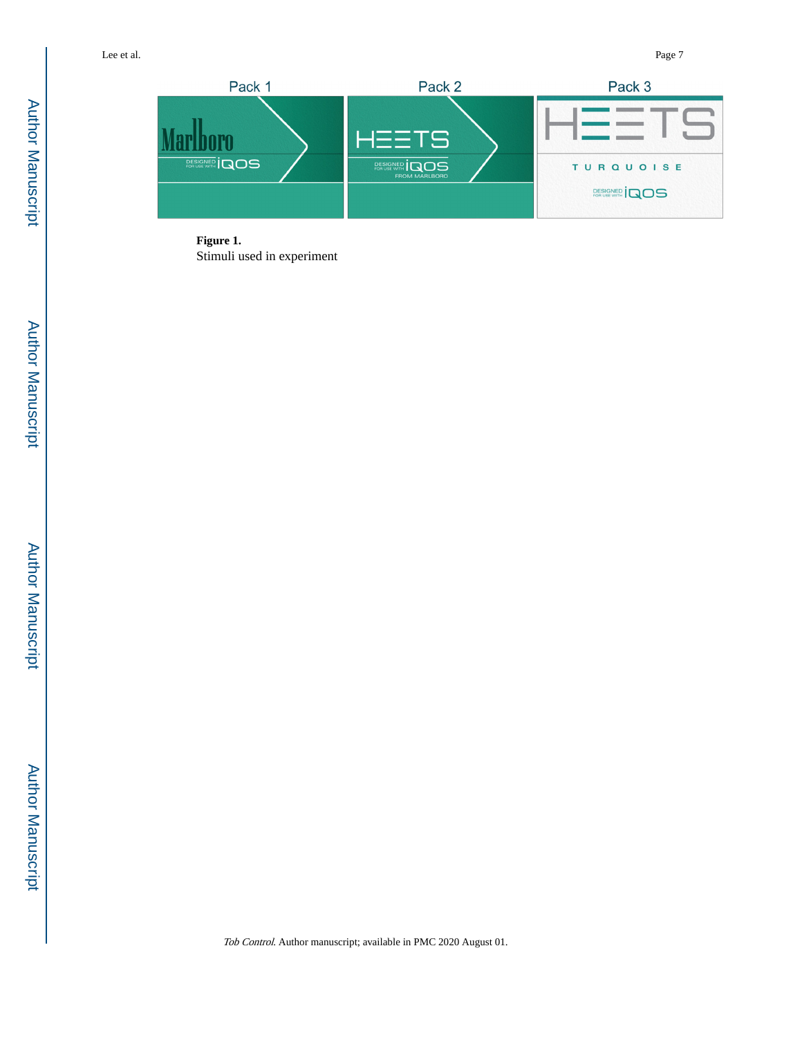**Figure 1.**

Stimuli used in experiment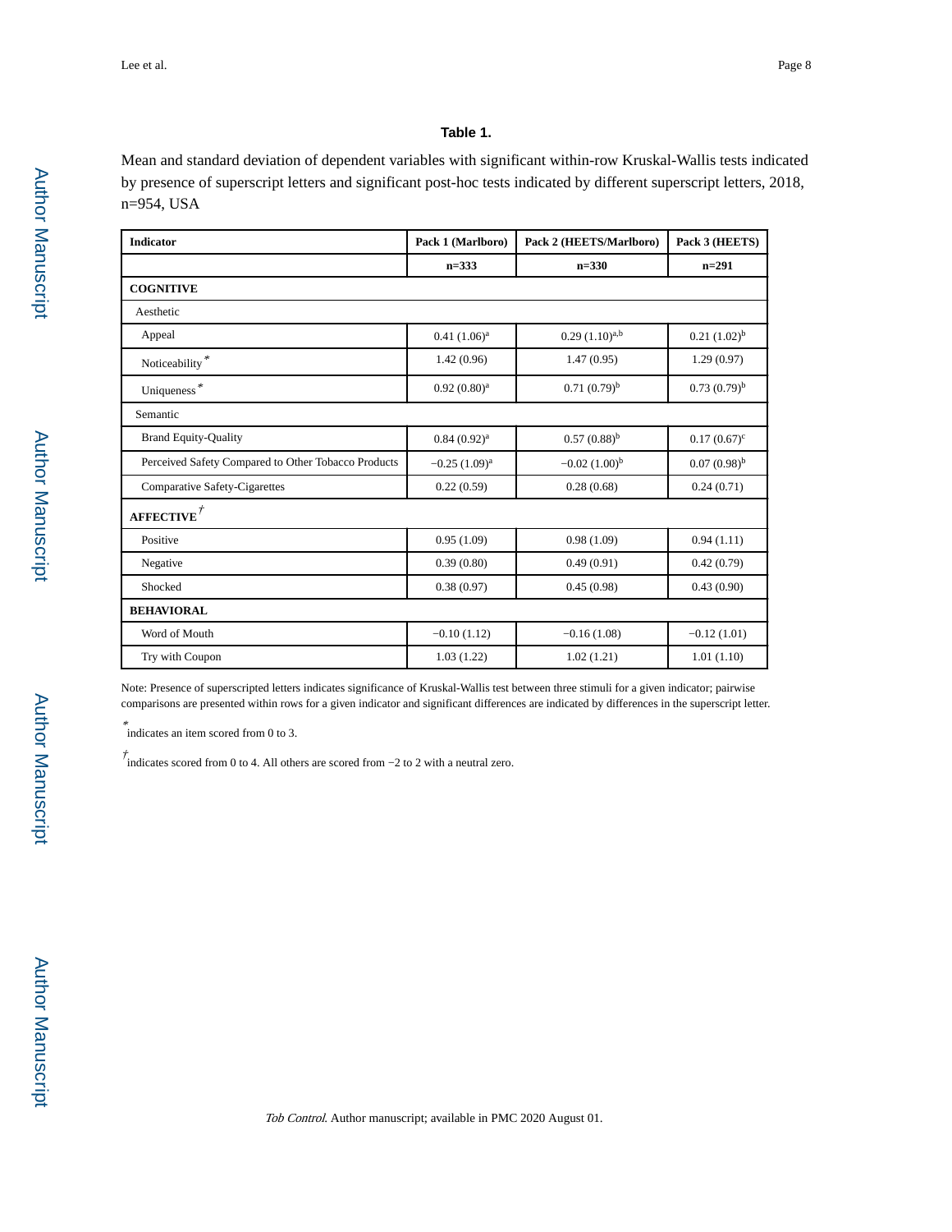**Table 1.**

Mean and standard deviation of dependent variables with significant within-row Kruskal-Wallis tests indicated by presence of superscript letters and significant post-hoc tests indicated by different superscript letters, 2018, n=954, USA

| Indicator | Pack 1 (Marlboro) | Pack 2 (HEETS/Marlboro) | Pack 3 (HEETS) |
|---|---|---|---|
| | n=333 | n=330 | n=291 |
| **COGNITIVE** | | | |
| Aesthetic | | | |
| Appeal | 0.41 (1.06)[a] | 0.29 (1.10)[a,b] | 0.21 (1.02)[b] |
| Noticeability* | 1.42 (0.96) | 1.47 (0.95) | 1.29 (0.97) |
| Uniqueness* | 0.92 (0.80)[a] | 0.71 (0.79)[b] | 0.73 (0.79)[b] |
| Semantic | | | |
| Brand Equity-Quality | 0.84 (0.92)[a] | 0.57 (0.88)[b] | 0.17 (0.67)[c] |
| Perceived Safety Compared to Other Tobacco Products | −0.25 (1.09)[a] | −0.02 (1.00)[b] | 0.07 (0.98)[b] |
| Comparative Safety-Cigarettes | 0.22 (0.59) | 0.28 (0.68) | 0.24 (0.71) |
| **AFFECTIVE**† | | | |
| Positive | 0.95 (1.09) | 0.98 (1.09) | 0.94 (1.11) |
| Negative | 0.39 (0.80) | 0.49 (0.91) | 0.42 (0.79) |
| Shocked | 0.38 (0.97) | 0.45 (0.98) | 0.43 (0.90) |
| **BEHAVIORAL** | | | |
| Word of Mouth | −0.10 (1.12) | −0.16 (1.08) | −0.12 (1.01) |
| Try with Coupon | 1.03 (1.22) | 1.02 (1.21) | 1.01 (1.10) |

Note: Presence of superscripted letters indicates significance of Kruskal-Wallis test between three stimuli for a given indicator; pairwise comparisons are presented within rows for a given indicator and significant differences are indicated by differences in the superscript letter.

*indicates an item scored from 0 to 3.

†indicates scored from 0 to 4. All others are scored from −2 to 2 with a neutral zero.